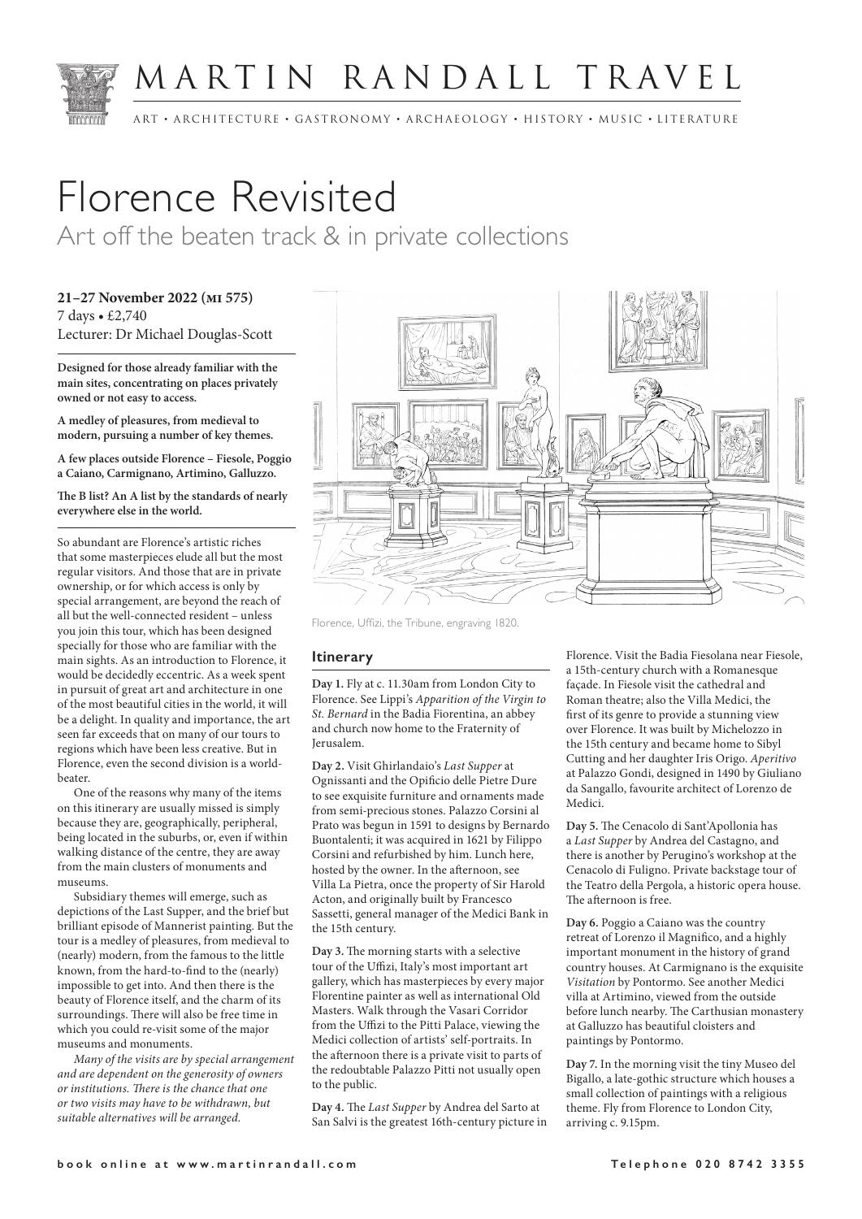# MARTIN RANDALL TRAVEL

ART • ARCHITECTURE • GASTRONOMY • ARCHAEOLOGY • HISTORY • MUSIC • LITERATURE

# Florence Revisited

## Art off the beaten track & in private collections

**21–27 November 2022 (MI 575)**
7 days • £2,740
Lecturer: Dr Michael Douglas-Scott

**Designed for those already familiar with the main sites, concentrating on places privately owned or not easy to access.**

**A medley of pleasures, from medieval to modern, pursuing a number of key themes.**

**A few places outside Florence – Fiesole, Poggio a Caiano, Carmignano, Artimino, Galluzzo.**

**The B list? An A list by the standards of nearly everywhere else in the world.**

So abundant are Florence's artistic riches that some masterpieces elude all but the most regular visitors. And those that are in private ownership, or for which access is only by special arrangement, are beyond the reach of all but the well-connected resident – unless you join this tour, which has been designed specially for those who are familiar with the main sights. As an introduction to Florence, it would be decidedly eccentric. As a week spent in pursuit of great art and architecture in one of the most beautiful cities in the world, it will be a delight. In quality and importance, the art seen far exceeds that on many of our tours to regions which have been less creative. But in Florence, even the second division is a world-beater.

One of the reasons why many of the items on this itinerary are usually missed is simply because they are, geographically, peripheral, being located in the suburbs, or, even if within walking distance of the centre, they are away from the main clusters of monuments and museums.

Subsidiary themes will emerge, such as depictions of the Last Supper, and the brief but brilliant episode of Mannerist painting. But the tour is a medley of pleasures, from medieval to (nearly) modern, from the famous to the little known, from the hard-to-find to the (nearly) impossible to get into. And then there is the beauty of Florence itself, and the charm of its surroundings. There will also be free time in which you could re-visit some of the major museums and monuments.

*Many of the visits are by special arrangement and are dependent on the generosity of owners or institutions. There is the chance that one or two visits may have to be withdrawn, but suitable alternatives will be arranged.*

Florence, Uffizi, the Tribune, engraving 1820.

## Itinerary

**Day 1.** Fly at c. 11.30am from London City to Florence. See Lippi's *Apparition of the Virgin to St. Bernard* in the Badia Fiorentina, an abbey and church now home to the Fraternity of Jerusalem.

**Day 2.** Visit Ghirlandaio's *Last Supper* at Ognissanti and the Opificio delle Pietre Dure to see exquisite furniture and ornaments made from semi-precious stones. Palazzo Corsini al Prato was begun in 1591 to designs by Bernardo Buontalenti; it was acquired in 1621 by Filippo Corsini and refurbished by him. Lunch here, hosted by the owner. In the afternoon, see Villa La Pietra, once the property of Sir Harold Acton, and originally built by Francesco Sassetti, general manager of the Medici Bank in the 15th century.

**Day 3.** The morning starts with a selective tour of the Uffizi, Italy's most important art gallery, which has masterpieces by every major Florentine painter as well as international Old Masters. Walk through the Vasari Corridor from the Uffizi to the Pitti Palace, viewing the Medici collection of artists' self-portraits. In the afternoon there is a private visit to parts of the redoubtable Palazzo Pitti not usually open to the public.

**Day 4.** The *Last Supper* by Andrea del Sarto at San Salvi is the greatest 16th-century picture in Florence. Visit the Badia Fiesolana near Fiesole, a 15th-century church with a Romanesque façade. In Fiesole visit the cathedral and Roman theatre; also the Villa Medici, the first of its genre to provide a stunning view over Florence. It was built by Michelozzo in the 15th century and became home to Sibyl Cutting and her daughter Iris Origo. *Aperitivo* at Palazzo Gondi, designed in 1490 by Giuliano da Sangallo, favourite architect of Lorenzo de Medici.

**Day 5.** The Cenacolo di Sant'Apollonia has a *Last Supper* by Andrea del Castagno, and there is another by Perugino's workshop at the Cenacolo di Fuligno. Private backstage tour of the Teatro della Pergola, a historic opera house. The afternoon is free.

**Day 6.** Poggio a Caiano was the country retreat of Lorenzo il Magnifico, and a highly important monument in the history of grand country houses. At Carmignano is the exquisite *Visitation* by Pontormo. See another Medici villa at Artimino, viewed from the outside before lunch nearby. The Carthusian monastery at Galluzzo has beautiful cloisters and paintings by Pontormo.

**Day 7.** In the morning visit the tiny Museo del Bigallo, a late-gothic structure which houses a small collection of paintings with a religious theme. Fly from Florence to London City, arriving c. 9.15pm.

book online at www.martinrandall.com Telephone 020 8742 3355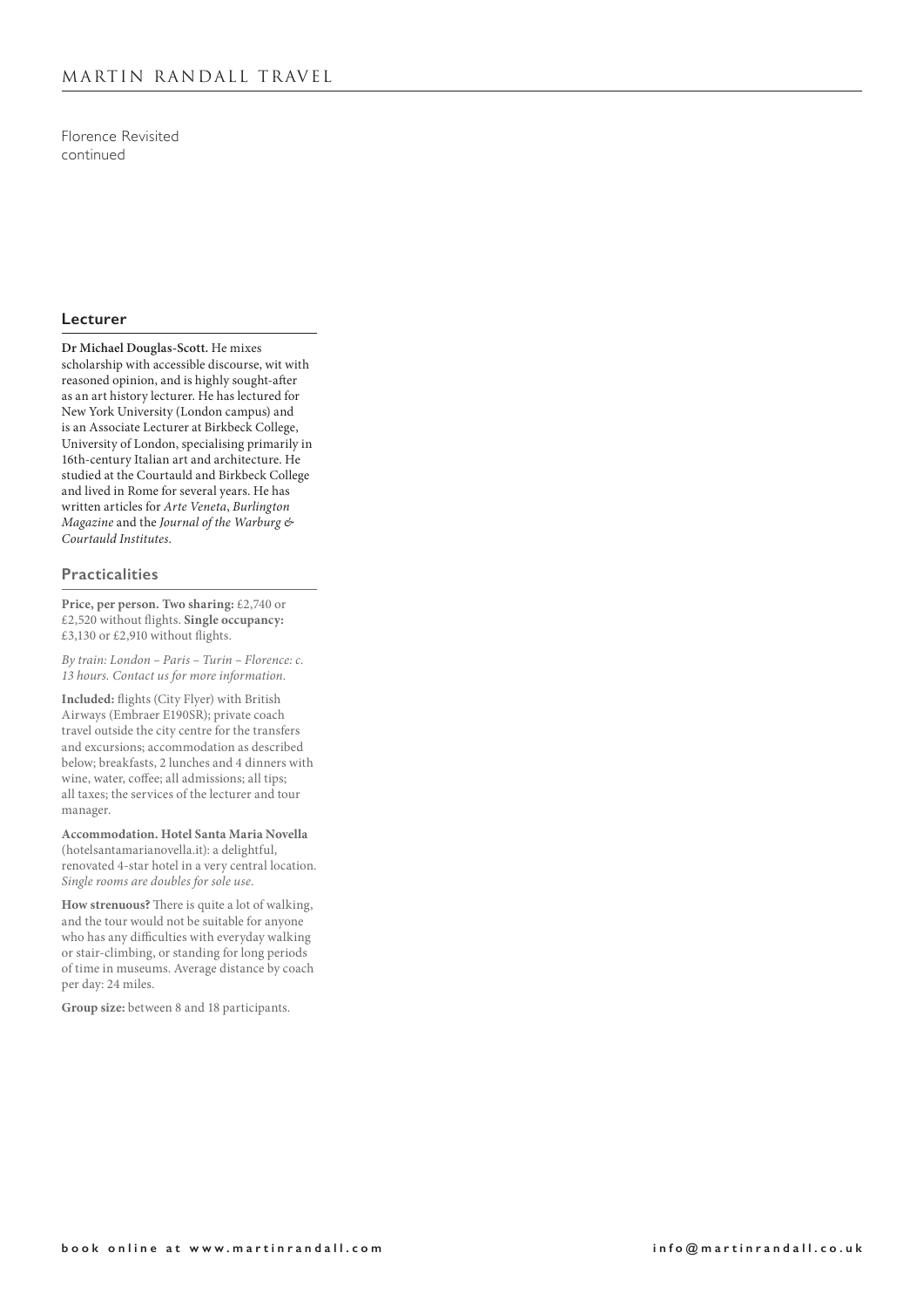Florence Revisited
continued

## Lecturer

**Dr Michael Douglas-Scott.** He mixes scholarship with accessible discourse, wit with reasoned opinion, and is highly sought-after as an art history lecturer. He has lectured for New York University (London campus) and is an Associate Lecturer at Birkbeck College, University of London, specialising primarily in 16th-century Italian art and architecture. He studied at the Courtauld and Birkbeck College and lived in Rome for several years. He has written articles for *Arte Veneta*, *Burlington Magazine* and the *Journal of the Warburg & Courtauld Institutes*.

## Practicalities

**Price, per person. Two sharing:** £2,740 or £2,520 without flights. **Single occupancy:** £3,130 or £2,910 without flights.

*By train: London – Paris – Turin – Florence: c. 13 hours. Contact us for more information.*

**Included:** flights (City Flyer) with British Airways (Embraer E190SR); private coach travel outside the city centre for the transfers and excursions; accommodation as described below; breakfasts, 2 lunches and 4 dinners with wine, water, coffee; all admissions; all tips; all taxes; the services of the lecturer and tour manager.

**Accommodation. Hotel Santa Maria Novella** (hotelsantamarianovella.it): a delightful, renovated 4-star hotel in a very central location. *Single rooms are doubles for sole use.*

**How strenuous?** There is quite a lot of walking, and the tour would not be suitable for anyone who has any difficulties with everyday walking or stair-climbing, or standing for long periods of time in museums. Average distance by coach per day: 24 miles.

**Group size:** between 8 and 18 participants.